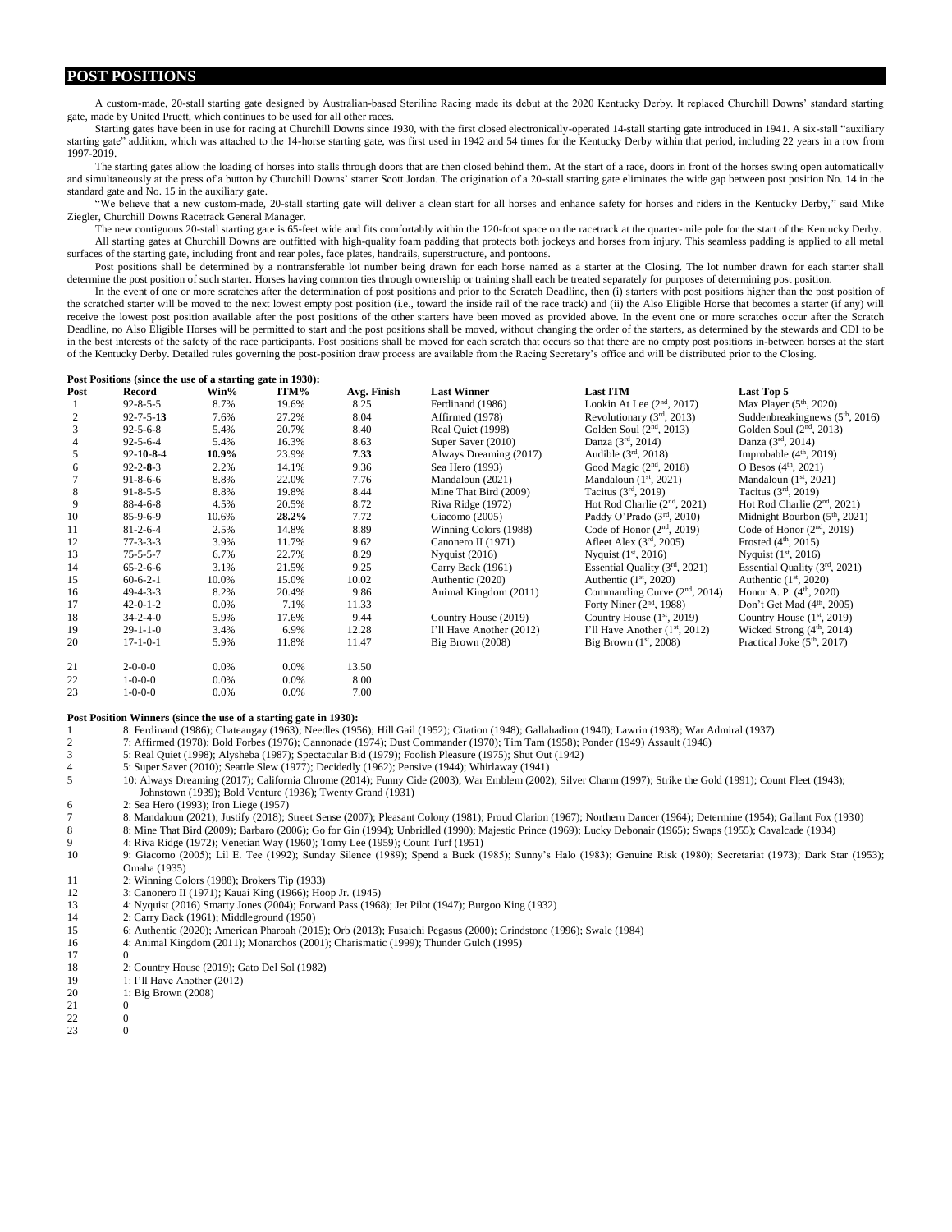## POST POSITIONS

A custom-made, 20-stall starting gate designed by Australian-based Steriline Racing made its debut at the 2020 Kentucky Derby. It replaced Churchill Downs' standard starting gate, made by United Pruett, which continues to be used for all other races.

Starting gates have been in use for racing at Churchill Downs since 1930, with the first closed electronically-operated 14-stall starting gate introduced in 1941. A six-stall "auxiliary starting gate" addition, which was attached to the 14-horse starting gate, was first used in 1942 and 54 times for the Kentucky Derby within that period, including 22 years in a row from 1997-2019.

The starting gates allow the loading of horses into stalls through doors that are then closed behind them. At the start of a race, doors in front of the horses swing open automatically and simultaneously at the press of a button by Churchill Downs' starter Scott Jordan. The origination of a 20-stall starting gate eliminates the wide gap between post position No. 14 in the standard gate and No. 15 in the auxiliary gate.

"We believe that a new custom-made, 20-stall starting gate will deliver a clean start for all horses and enhance safety for horses and riders in the Kentucky Derby," said Mike Ziegler, Churchill Downs Racetrack General Manager.

The new contiguous 20-stall starting gate is 65-feet wide and fits comfortably within the 120-foot space on the racetrack at the quarter-mile pole for the start of the Kentucky Derby.

All starting gates at Churchill Downs are outfitted with high-quality foam padding that protects both jockeys and horses from injury. This seamless padding is applied to all metal surfaces of the starting gate, including front and rear poles, face plates, handrails, superstructure, and pontoons.

Post positions shall be determined by a nontransferable lot number being drawn for each horse named as a starter at the Closing. The lot number drawn for each starter shall determine the post position of such starter. Horses having common ties through ownership or training shall each be treated separately for purposes of determining post position.

In the event of one or more scratches after the determination of post positions and prior to the Scratch Deadline, then (i) starters with post positions higher than the post position of the scratched starter will be moved to the next lowest empty post position (i.e., toward the inside rail of the race track) and (ii) the Also Eligible Horse that becomes a starter (if any) will receive the lowest post position available after the post positions of the other starters have been moved as provided above. In the event one or more scratches occur after the Scratch Deadline, no Also Eligible Horses will be permitted to start and the post positions shall be moved, without changing the order of the starters, as determined by the stewards and CDI to be in the best interests of the safety of the race participants. Post positions shall be moved for each scratch that occurs so that there are no empty post positions in-between horses at the start of the Kentucky Derby. Detailed rules governing the post-position draw process are available from the Racing Secretary's office and will be distributed prior to the Closing.

**Post Positions (since the use of a starting gate in 1930):**

| Post | Record | Win% | ITM% | Avg. Finish | Last Winner | Last ITM | Last Top 5 |
|---|---|---|---|---|---|---|---|
| 1 | 92-8-5-5 | 8.7% | 19.6% | 8.25 | Ferdinand (1986) | Lookin At Lee (2nd, 2017) | Max Player (5th, 2020) |
| 2 | 92-7-5-**13** | 7.6% | 27.2% | 8.04 | Affirmed (1978) | Revolutionary (3rd, 2013) | Suddenbreakingnews (5th, 2016) |
| 3 | 92-5-6-8 | 5.4% | 20.7% | 8.40 | Real Quiet (1998) | Golden Soul (2nd, 2013) | Golden Soul (2nd, 2013) |
| 4 | 92-5-6-4 | 5.4% | 16.3% | 8.63 | Super Saver (2010) | Danza (3rd, 2014) | Danza (3rd, 2014) |
| 5 | 92-**10**-**8**-4 | **10.9%** | 23.9% | **7.33** | Always Dreaming (2017) | Audible (3rd, 2018) | Improbable (4th, 2019) |
| 6 | 92-2-**8**-3 | 2.2% | 14.1% | 9.36 | Sea Hero (1993) | Good Magic (2nd, 2018) | O Besos (4th, 2021) |
| 7 | 91-8-6-6 | 8.8% | 22.0% | 7.76 | Mandaloun (2021) | Mandaloun (1st, 2021) | Mandaloun (1st, 2021) |
| 8 | 91-8-5-5 | 8.8% | 19.8% | 8.44 | Mine That Bird (2009) | Tacitus (3rd, 2019) | Tacitus (3rd, 2019) |
| 9 | 88-4-6-8 | 4.5% | 20.5% | 8.72 | Riva Ridge (1972) | Hot Rod Charlie (2nd, 2021) | Hot Rod Charlie (2nd, 2021) |
| 10 | 85-9-6-9 | 10.6% | **28.2%** | 7.72 | Giacomo (2005) | Paddy O'Prado (3rd, 2010) | Midnight Bourbon (5th, 2021) |
| 11 | 81-2-6-4 | 2.5% | 14.8% | 8.89 | Winning Colors (1988) | Code of Honor (2nd, 2019) | Code of Honor (2nd, 2019) |
| 12 | 77-3-3-3 | 3.9% | 11.7% | 9.62 | Canonero II (1971) | Afleet Alex (3rd, 2005) | Frosted (4th, 2015) |
| 13 | 75-5-5-7 | 6.7% | 22.7% | 8.29 | Nyquist (2016) | Nyquist (1st, 2016) | Nyquist (1st, 2016) |
| 14 | 65-2-6-6 | 3.1% | 21.5% | 9.25 | Carry Back (1961) | Essential Quality (3rd, 2021) | Essential Quality (3rd, 2021) |
| 15 | 60-6-2-1 | 10.0% | 15.0% | 10.02 | Authentic (2020) | Authentic (1st, 2020) | Authentic (1st, 2020) |
| 16 | 49-4-3-3 | 8.2% | 20.4% | 9.86 | Animal Kingdom (2011) | Commanding Curve (2nd, 2014) | Honor A. P. (4th, 2020) |
| 17 | 42-0-1-2 | 0.0% | 7.1% | 11.33 | | Forty Niner (2nd, 1988) | Don't Get Mad (4th, 2005) |
| 18 | 34-2-4-0 | 5.9% | 17.6% | 9.44 | Country House (2019) | Country House (1st, 2019) | Country House (1st, 2019) |
| 19 | 29-1-1-0 | 3.4% | 6.9% | 12.28 | I'll Have Another (2012) | I'll Have Another (1st, 2012) | Wicked Strong (4th, 2014) |
| 20 | 17-1-0-1 | 5.9% | 11.8% | 11.47 | Big Brown (2008) | Big Brown (1st, 2008) | Practical Joke (5th, 2017) |
| 21 | 2-0-0-0 | 0.0% | 0.0% | 13.50 | | | |
| 22 | 1-0-0-0 | 0.0% | 0.0% | 8.00 | | | |
| 23 | 1-0-0-0 | 0.0% | 0.0% | 7.00 | | | |

**Post Position Winners (since the use of a starting gate in 1930):**

| | |
|---|---|
| 1 | 8: Ferdinand (1986); Chateaugay (1963); Needles (1956); Hill Gail (1952); Citation (1948); Gallahadion (1940); Lawrin (1938); War Admiral (1937) |
| 2 | 7: Affirmed (1978); Bold Forbes (1976); Cannonade (1974); Dust Commander (1970); Tim Tam (1958); Ponder (1949) Assault (1946) |
| 3 | 5: Real Quiet (1998); Alysheba (1987); Spectacular Bid (1979); Foolish Pleasure (1975); Shut Out (1942) |
| 4 | 5: Super Saver (2010); Seattle Slew (1977); Decidedly (1962); Pensive (1944); Whirlaway (1941) |
| 5 | 10: Always Dreaming (2017); California Chrome (2014); Funny Cide (2003); War Emblem (2002); Silver Charm (1997); Strike the Gold (1991); Count Fleet (1943); Johnstown (1939); Bold Venture (1936); Twenty Grand (1931) |
| 6 | 2: Sea Hero (1993); Iron Liege (1957) |
| 7 | 8: Mandaloun (2021); Justify (2018); Street Sense (2007); Pleasant Colony (1981); Proud Clarion (1967); Northern Dancer (1964); Determine (1954); Gallant Fox (1930) |
| 8 | 8: Mine That Bird (2009); Barbaro (2006); Go for Gin (1994); Unbridled (1990); Majestic Prince (1969); Lucky Debonair (1965); Swaps (1955); Cavalcade (1934) |
| 9 | 4: Riva Ridge (1972); Venetian Way (1960); Tomy Lee (1959); Count Turf (1951) |
| 10 | 9: Giacomo (2005); Lil E. Tee (1992); Sunday Silence (1989); Spend a Buck (1985); Sunny's Halo (1983); Genuine Risk (1980); Secretariat (1973); Dark Star (1953); Omaha (1935) |
| 11 | 2: Winning Colors (1988); Brokers Tip (1933) |
| 12 | 3: Canonero II (1971); Kauai King (1966); Hoop Jr. (1945) |
| 13 | 4: Nyquist (2016) Smarty Jones (2004); Forward Pass (1968); Jet Pilot (1947); Burgoo King (1932) |
| 14 | 2: Carry Back (1961); Middleground (1950) |
| 15 | 6: Authentic (2020); American Pharoah (2015); Orb (2013); Fusaichi Pegasus (2000); Grindstone (1996); Swale (1984) |
| 16 | 4: Animal Kingdom (2011); Monarchos (2001); Charismatic (1999); Thunder Gulch (1995) |
| 17 | 0 |
| 18 | 2: Country House (2019); Gato Del Sol (1982) |
| 19 | 1: I'll Have Another (2012) |
| 20 | 1: Big Brown (2008) |
| 21 | 0 |
| 22 | 0 |
| 23 | 0 |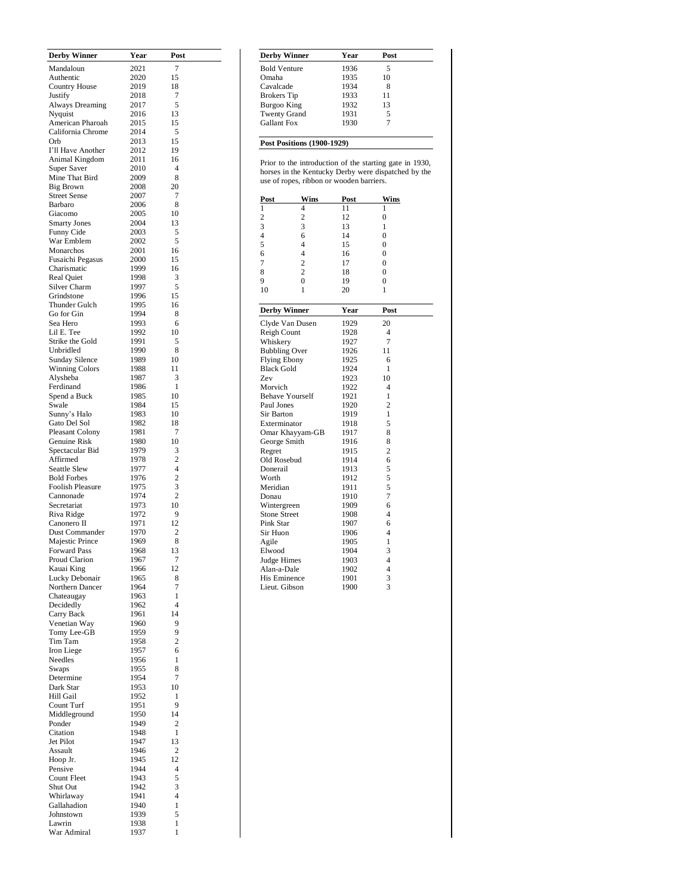| Derby Winner | Year | Post |
|---|---|---|
| Mandaloun | 2021 | 7 |
| Authentic | 2020 | 15 |
| Country House | 2019 | 18 |
| Justify | 2018 | 7 |
| Always Dreaming | 2017 | 5 |
| Nyquist | 2016 | 13 |
| American Pharoah | 2015 | 15 |
| California Chrome | 2014 | 5 |
| Orb | 2013 | 15 |
| I'll Have Another | 2012 | 19 |
| Animal Kingdom | 2011 | 16 |
| Super Saver | 2010 | 4 |
| Mine That Bird | 2009 | 8 |
| Big Brown | 2008 | 20 |
| Street Sense | 2007 | 7 |
| Barbaro | 2006 | 8 |
| Giacomo | 2005 | 10 |
| Smarty Jones | 2004 | 13 |
| Funny Cide | 2003 | 5 |
| War Emblem | 2002 | 5 |
| Monarchos | 2001 | 16 |
| Fusaichi Pegasus | 2000 | 15 |
| Charismatic | 1999 | 16 |
| Real Quiet | 1998 | 3 |
| Silver Charm | 1997 | 5 |
| Grindstone | 1996 | 15 |
| Thunder Gulch | 1995 | 16 |
| Go for Gin | 1994 | 8 |
| Sea Hero | 1993 | 6 |
| Lil E. Tee | 1992 | 10 |
| Strike the Gold | 1991 | 5 |
| Unbridled | 1990 | 8 |
| Sunday Silence | 1989 | 10 |
| Winning Colors | 1988 | 11 |
| Alysheba | 1987 | 3 |
| Ferdinand | 1986 | 1 |
| Spend a Buck | 1985 | 10 |
| Swale | 1984 | 15 |
| Sunny's Halo | 1983 | 10 |
| Gato Del Sol | 1982 | 18 |
| Pleasant Colony | 1981 | 7 |
| Genuine Risk | 1980 | 10 |
| Spectacular Bid | 1979 | 3 |
| Affirmed | 1978 | 2 |
| Seattle Slew | 1977 | 4 |
| Bold Forbes | 1976 | 2 |
| Foolish Pleasure | 1975 | 3 |
| Cannonade | 1974 | 2 |
| Secretariat | 1973 | 10 |
| Riva Ridge | 1972 | 9 |
| Canonero II | 1971 | 12 |
| Dust Commander | 1970 | 2 |
| Majestic Prince | 1969 | 8 |
| Forward Pass | 1968 | 13 |
| Proud Clarion | 1967 | 7 |
| Kauai King | 1966 | 12 |
| Lucky Debonair | 1965 | 8 |
| Northern Dancer | 1964 | 7 |
| Chateaugay | 1963 | 1 |
| Decidedly | 1962 | 4 |
| Carry Back | 1961 | 14 |
| Venetian Way | 1960 | 9 |
| Tomy Lee-GB | 1959 | 9 |
| Tim Tam | 1958 | 2 |
| Iron Liege | 1957 | 6 |
| Needles | 1956 | 1 |
| Swaps | 1955 | 8 |
| Determine | 1954 | 7 |
| Dark Star | 1953 | 10 |
| Hill Gail | 1952 | 1 |
| Count Turf | 1951 | 9 |
| Middleground | 1950 | 14 |
| Ponder | 1949 | 2 |
| Citation | 1948 | 1 |
| Jet Pilot | 1947 | 13 |
| Assault | 1946 | 2 |
| Hoop Jr. | 1945 | 12 |
| Pensive | 1944 | 4 |
| Count Fleet | 1943 | 5 |
| Shut Out | 1942 | 3 |
| Whirlaway | 1941 | 4 |
| Gallahadion | 1940 | 1 |
| Johnstown | 1939 | 5 |
| Lawrin | 1938 | 1 |
| War Admiral | 1937 | 1 |
| Bold Venture | 1936 | 5 |
| Omaha | 1935 | 10 |
| Cavalcade | 1934 | 8 |
| Brokers Tip | 1933 | 11 |
| Burgoo King | 1932 | 13 |
| Twenty Grand | 1931 | 5 |
| Gallant Fox | 1930 | 7 |

**Post Positions (1900-1929)**

Prior to the introduction of the starting gate in 1930, horses in the Kentucky Derby were dispatched by the use of ropes, ribbon or wooden barriers.

| Post | Wins | Post | Wins |
|---|---|---|---|
| 1 | 4 | 11 | 1 |
| 2 | 2 | 12 | 0 |
| 3 | 3 | 13 | 1 |
| 4 | 6 | 14 | 0 |
| 5 | 4 | 15 | 0 |
| 6 | 4 | 16 | 0 |
| 7 | 2 | 17 | 0 |
| 8 | 2 | 18 | 0 |
| 9 | 0 | 19 | 0 |
| 10 | 1 | 20 | 1 |

| Derby Winner | Year | Post |
|---|---|---|
| Clyde Van Dusen | 1929 | 20 |
| Reigh Count | 1928 | 4 |
| Whiskery | 1927 | 7 |
| Bubbling Over | 1926 | 11 |
| Flying Ebony | 1925 | 6 |
| Black Gold | 1924 | 1 |
| Zev | 1923 | 10 |
| Morvich | 1922 | 4 |
| Behave Yourself | 1921 | 1 |
| Paul Jones | 1920 | 2 |
| Sir Barton | 1919 | 1 |
| Exterminator | 1918 | 5 |
| Omar Khayyam-GB | 1917 | 8 |
| George Smith | 1916 | 8 |
| Regret | 1915 | 2 |
| Old Rosebud | 1914 | 6 |
| Donerail | 1913 | 5 |
| Worth | 1912 | 5 |
| Meridian | 1911 | 5 |
| Donau | 1910 | 7 |
| Wintergreen | 1909 | 6 |
| Stone Street | 1908 | 4 |
| Pink Star | 1907 | 6 |
| Sir Huon | 1906 | 4 |
| Agile | 1905 | 1 |
| Elwood | 1904 | 3 |
| Judge Himes | 1903 | 4 |
| Alan-a-Dale | 1902 | 4 |
| His Eminence | 1901 | 3 |
| Lieut. Gibson | 1900 | 3 |